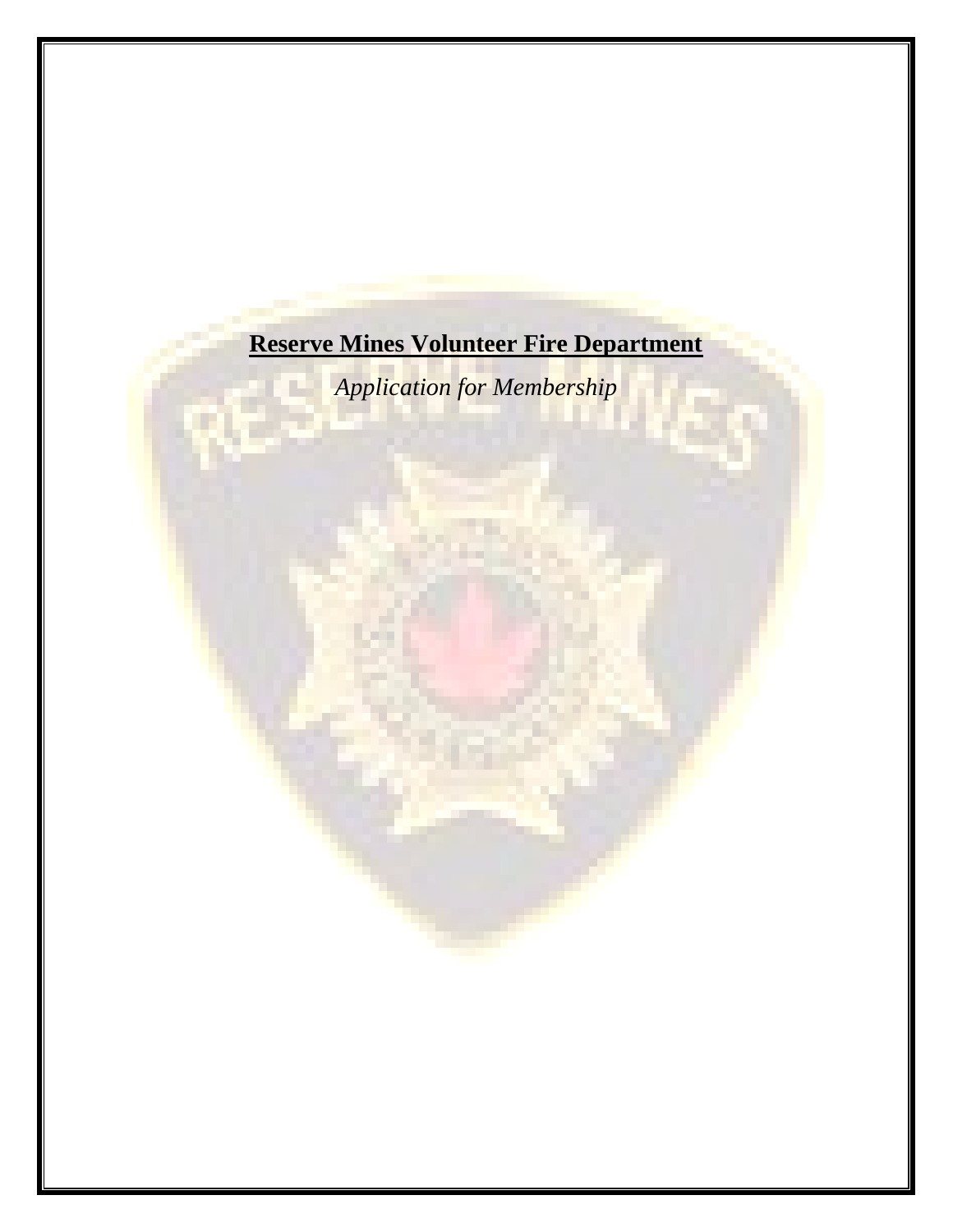# **Reserve Mines Volunteer Fire Department**

*Application for Membership*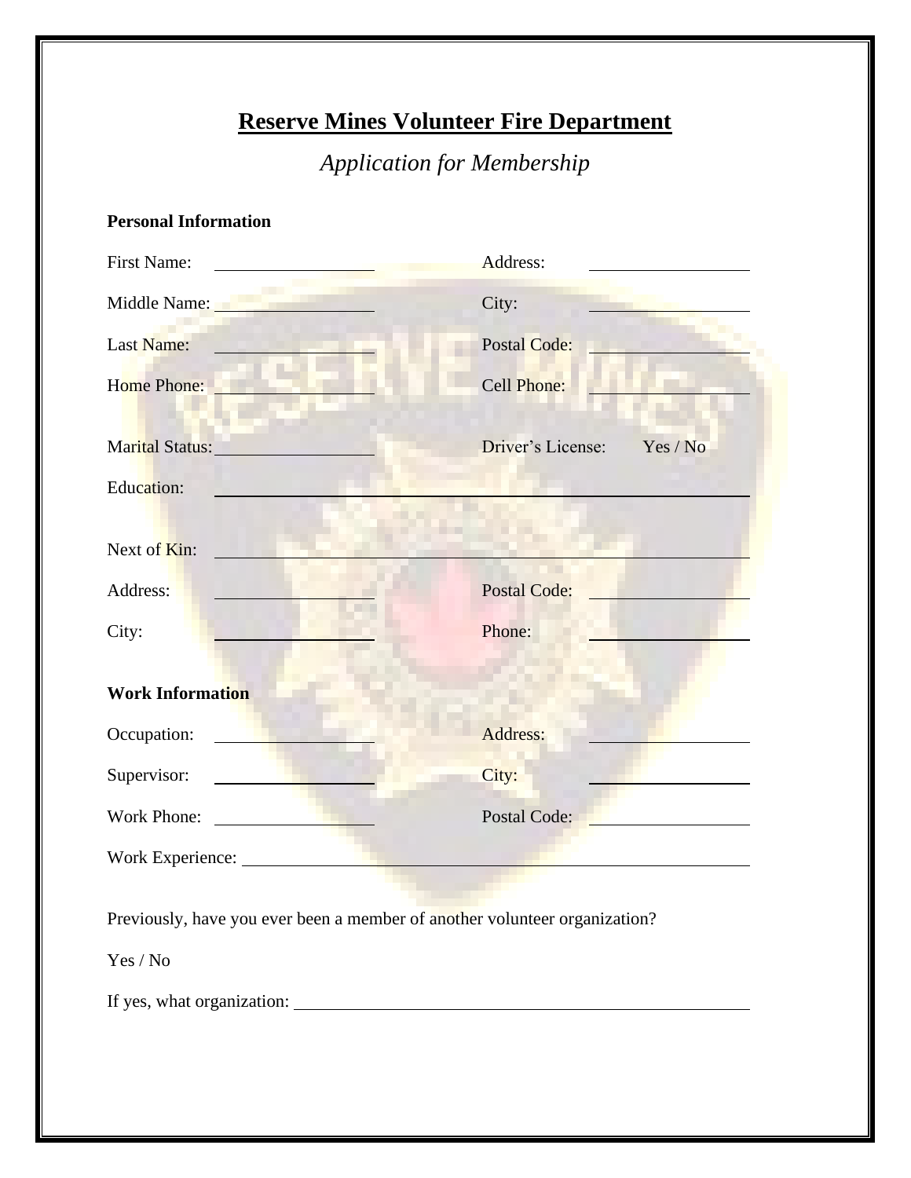# Reserve Mines Volunteer Fire Department

*Application for Membership*

**Personal Information**

First Name: ____________________ Address: ____________________

Middle Name: ____________________ City: ____________________

Last Name: ____________________ Postal Code: ____________________

Home Phone: ____________________ Cell Phone: ____________________

Marital Status: ____________________ Driver's License: Yes / No

Education: ________________________________________________

Next of Kin: ________________________________________________

Address: ____________________ Postal Code: ____________________

City: ____________________ Phone: ____________________

**Work Information**

Occupation: ____________________ Address: ____________________

Supervisor: ____________________ City: ____________________

Work Phone: ____________________ Postal Code: ____________________

Work Experience: ________________________________________________

Previously, have you ever been a member of another volunteer organization?

Yes / No

If yes, what organization: ________________________________________________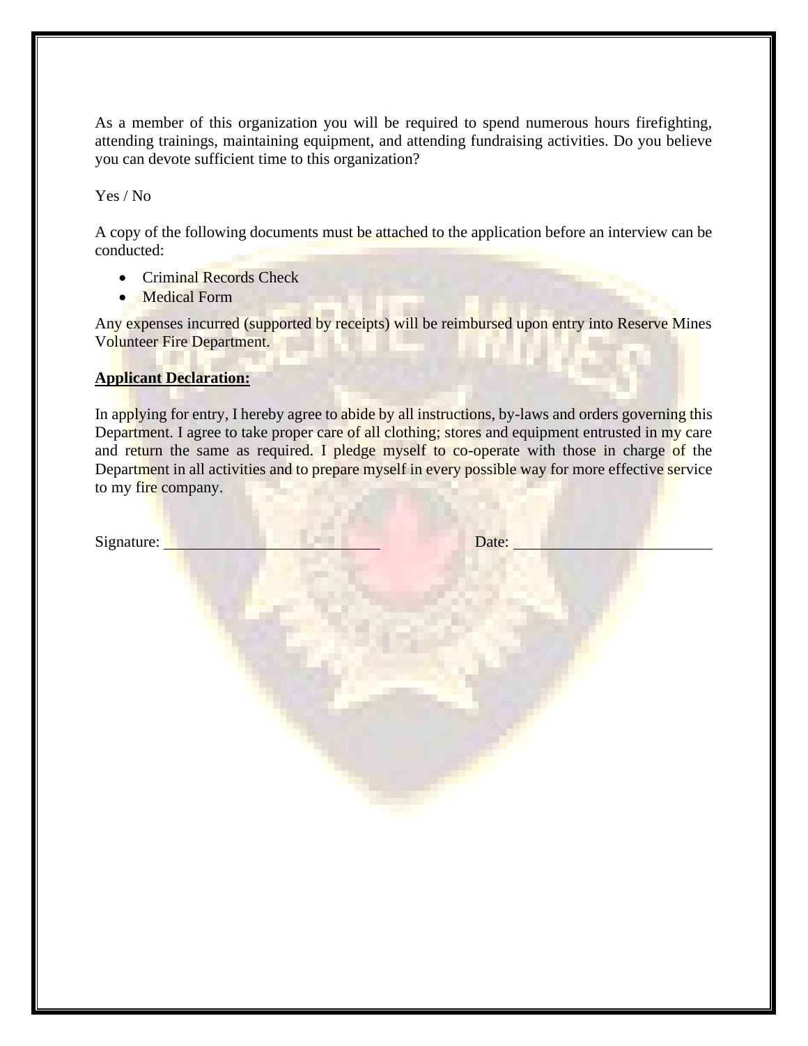As a member of this organization you will be required to spend numerous hours firefighting, attending trainings, maintaining equipment, and attending fundraising activities. Do you believe you can devote sufficient time to this organization?

Yes / No

A copy of the following documents must be attached to the application before an interview can be conducted:

- Criminal Records Check
- Medical Form

Any expenses incurred (supported by receipts) will be reimbursed upon entry into Reserve Mines Volunteer Fire Department.

**Applicant Declaration:**

In applying for entry, I hereby agree to abide by all instructions, by-laws and orders governing this Department. I agree to take proper care of all clothing; stores and equipment entrusted in my care and return the same as required. I pledge myself to co-operate with those in charge of the Department in all activities and to prepare myself in every possible way for more effective service to my fire company.

Signature: ____________________________ Date: __________________________